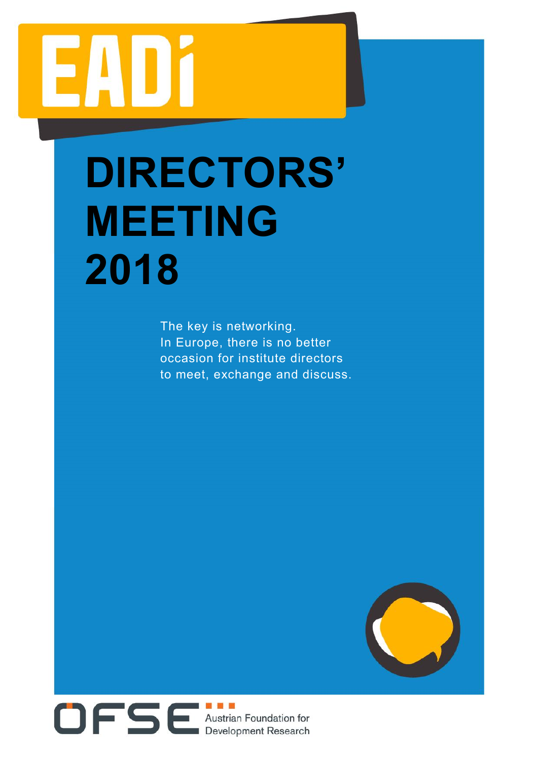EADI

# DIRECTORS' MEETING 2018

The key is networking.
In Europe, there is no better occasion for institute directors to meet, exchange and discuss.

ÖFSE Austrian Foundation for Development Research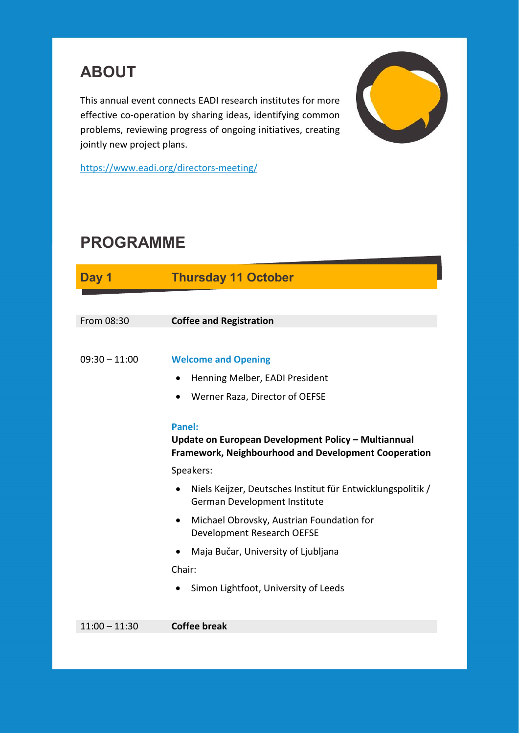## ABOUT

This annual event connects EADI research institutes for more effective co-operation by sharing ideas, identifying common problems, reviewing progress of ongoing initiatives, creating jointly new project plans.

https://www.eadi.org/directors-meeting/

## PROGRAMME

### Day 1 — Thursday 11 October

From 08:30 — **Coffee and Registration**

09:30 – 11:00 — **Welcome and Opening**

- Henning Melber, EADI President
- Werner Raza, Director of OEFSE

**Panel:**
**Update on European Development Policy – Multiannual Framework, Neighbourhood and Development Cooperation**

Speakers:

- Niels Keijzer, Deutsches Institut für Entwicklungspolitik / German Development Institute
- Michael Obrovsky, Austrian Foundation for Development Research OEFSE
- Maja Bučar, University of Ljubljana

Chair:

- Simon Lightfoot, University of Leeds

11:00 – 11:30 — **Coffee break**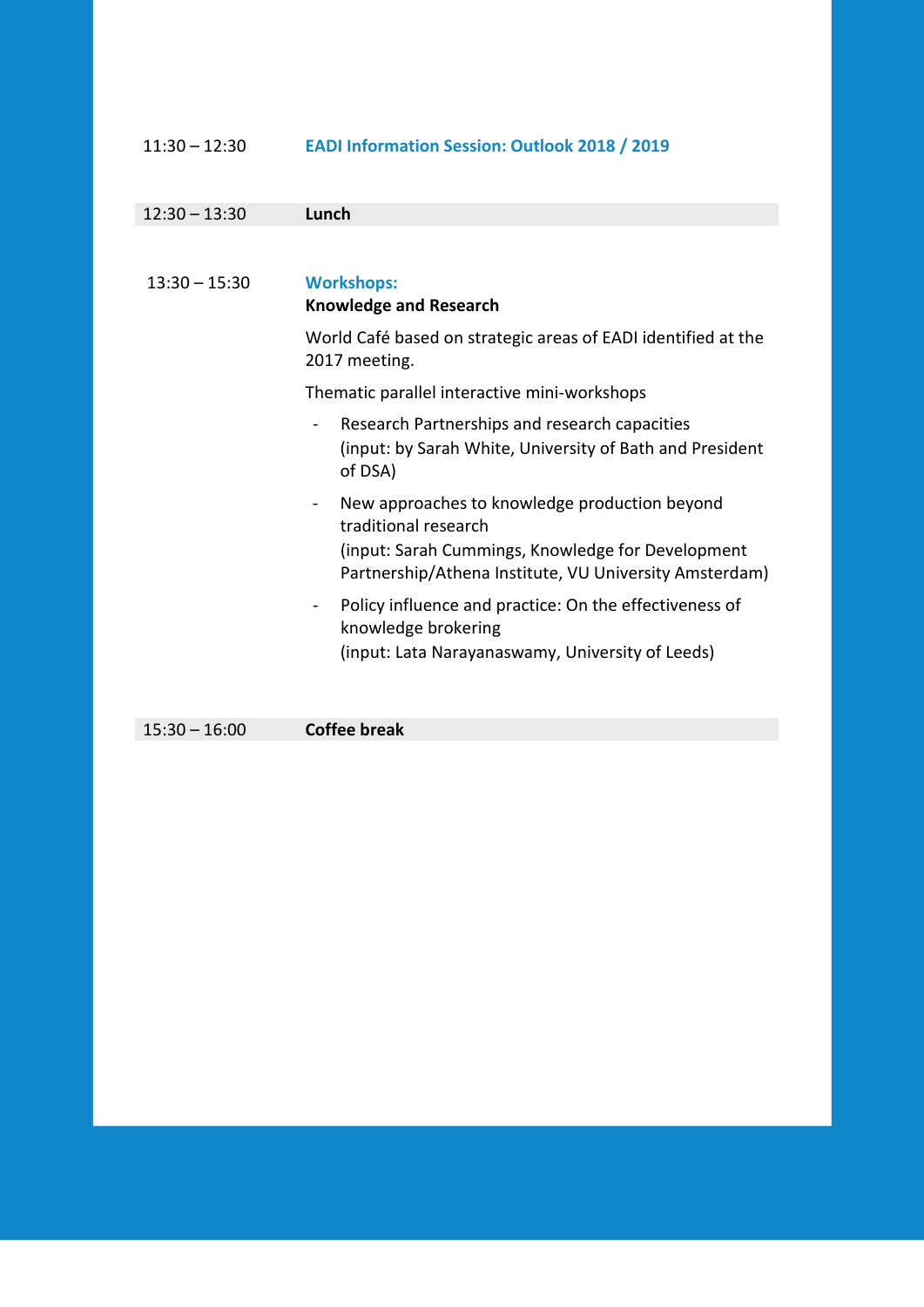| | |
|---|---|
| 11:30 – 12:30 | **EADI Information Session: Outlook 2018 / 2019** |
| 12:30 – 13:30 | **Lunch** |
| 13:30 – 15:30 | **Workshops:** |

**Knowledge and Research**

World Café based on strategic areas of EADI identified at the 2017 meeting.

Thematic parallel interactive mini-workshops

- Research Partnerships and research capacities
  (input: by Sarah White, University of Bath and President of DSA)
- New approaches to knowledge production beyond traditional research
  (input: Sarah Cummings, Knowledge for Development Partnership/Athena Institute, VU University Amsterdam)
- Policy influence and practice: On the effectiveness of knowledge brokering
  (input: Lata Narayanaswamy, University of Leeds)

| | |
|---|---|
| 15:30 – 16:00 | **Coffee break** |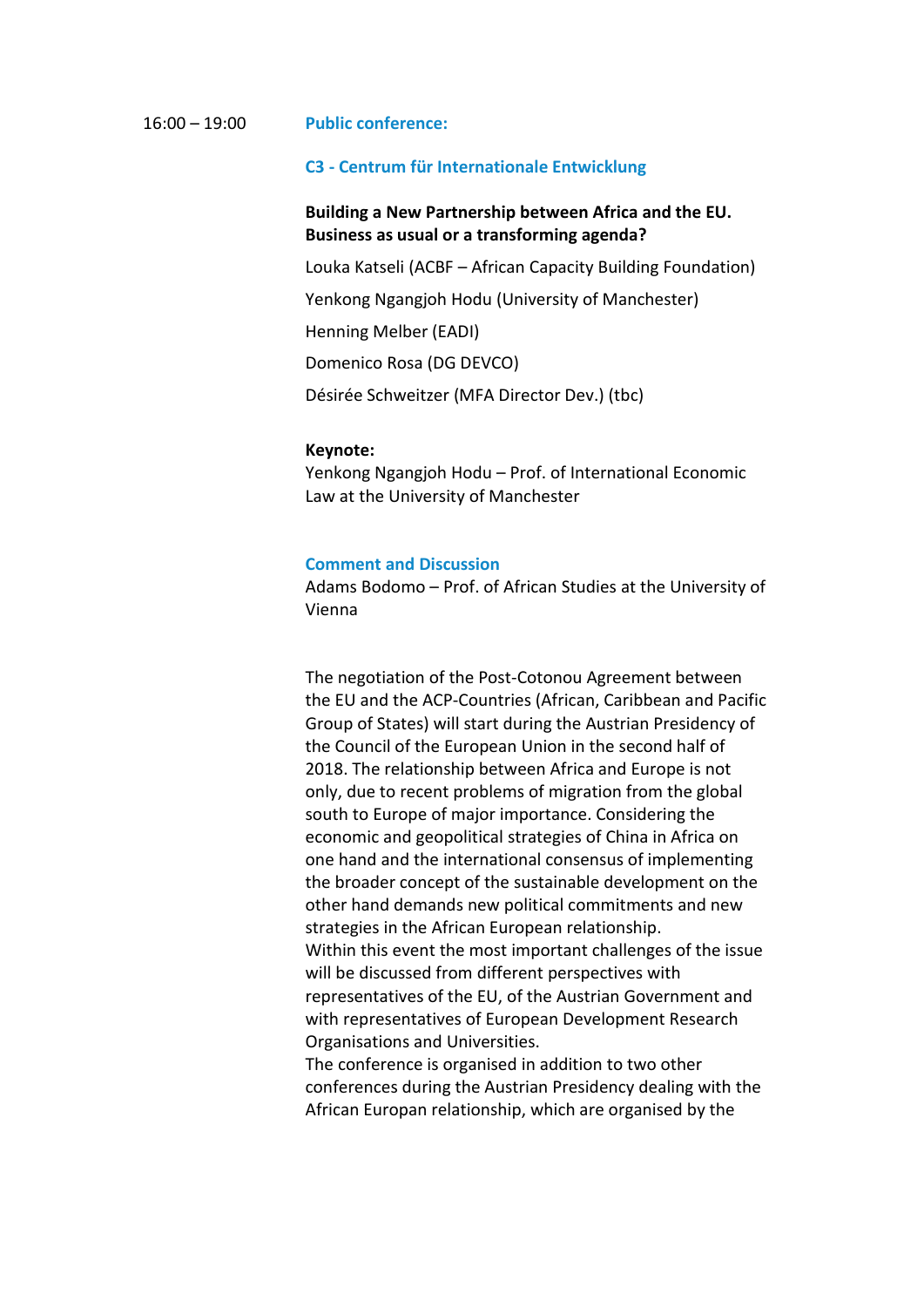16:00 – 19:00

**Public conference:**

**C3 - Centrum für Internationale Entwicklung**

**Building a New Partnership between Africa and the EU. Business as usual or a transforming agenda?**

Louka Katseli (ACBF – African Capacity Building Foundation)

Yenkong Ngangjoh Hodu (University of Manchester)

Henning Melber (EADI)

Domenico Rosa (DG DEVCO)

Désirée Schweitzer (MFA Director Dev.) (tbc)

**Keynote:**
Yenkong Ngangjoh Hodu – Prof. of International Economic Law at the University of Manchester

**Comment and Discussion**
Adams Bodomo – Prof. of African Studies at the University of Vienna

The negotiation of the Post-Cotonou Agreement between the EU and the ACP-Countries (African, Caribbean and Pacific Group of States) will start during the Austrian Presidency of the Council of the European Union in the second half of 2018. The relationship between Africa and Europe is not only, due to recent problems of migration from the global south to Europe of major importance. Considering the economic and geopolitical strategies of China in Africa on one hand and the international consensus of implementing the broader concept of the sustainable development on the other hand demands new political commitments and new strategies in the African European relationship.
Within this event the most important challenges of the issue will be discussed from different perspectives with representatives of the EU, of the Austrian Government and with representatives of European Development Research Organisations and Universities.
The conference is organised in addition to two other conferences during the Austrian Presidency dealing with the African Europan relationship, which are organised by the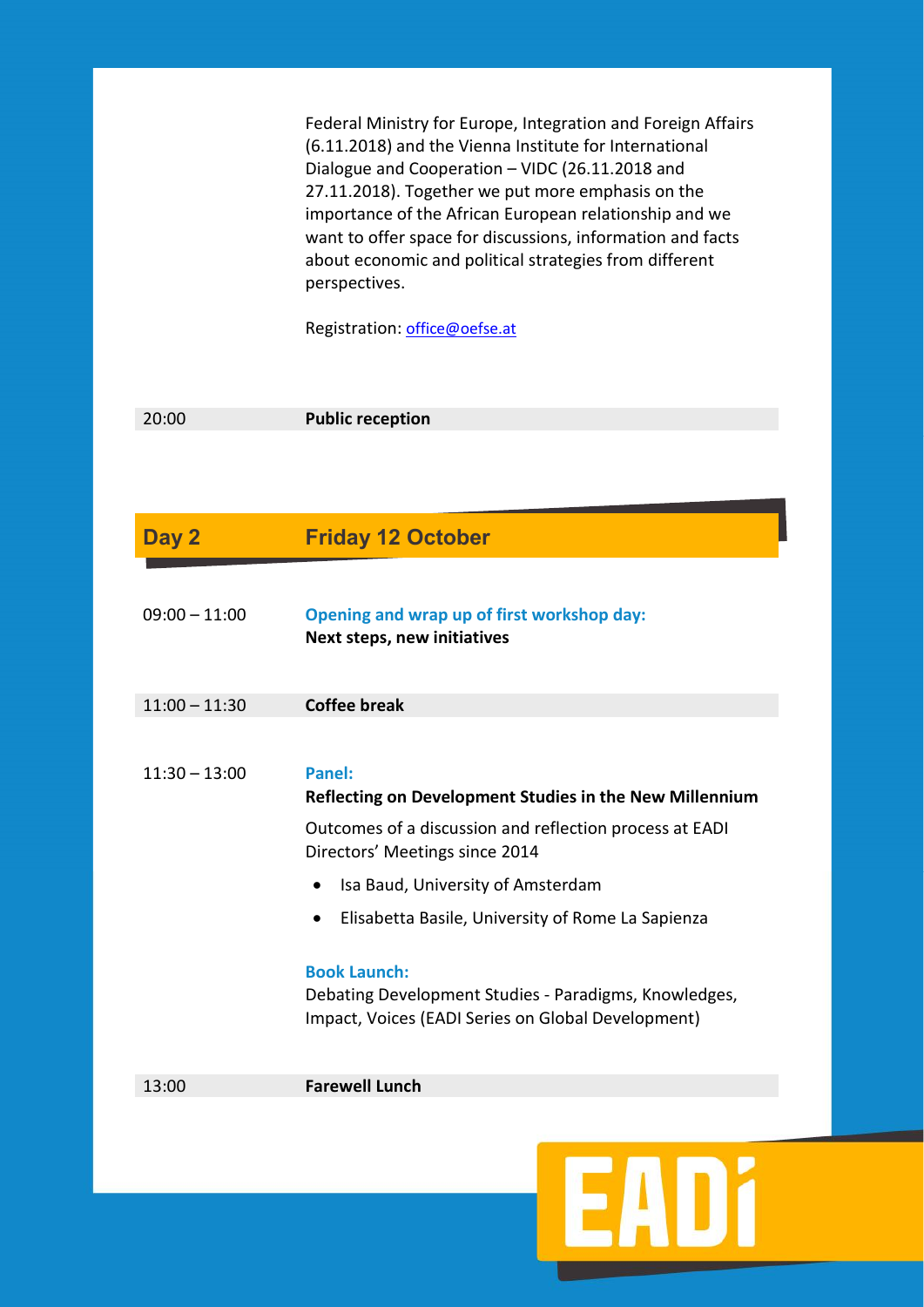Federal Ministry for Europe, Integration and Foreign Affairs (6.11.2018) and the Vienna Institute for International Dialogue and Cooperation – VIDC (26.11.2018 and 27.11.2018). Together we put more emphasis on the importance of the African European relationship and we want to offer space for discussions, information and facts about economic and political strategies from different perspectives.

Registration: office@oefse.at

| | |
|---|---|
| 20:00 | **Public reception** |

## Day 2 — Friday 12 October

09:00 – 11:00

**Opening and wrap up of first workshop day:**
**Next steps, new initiatives**

| | |
|---|---|
| 11:00 – 11:30 | **Coffee break** |

11:30 – 13:00

**Panel:**
**Reflecting on Development Studies in the New Millennium**

Outcomes of a discussion and reflection process at EADI Directors' Meetings since 2014

- Isa Baud, University of Amsterdam
- Elisabetta Basile, University of Rome La Sapienza

**Book Launch:**
Debating Development Studies - Paradigms, Knowledges, Impact, Voices (EADI Series on Global Development)

| | |
|---|---|
| 13:00 | **Farewell Lunch** |

EADI